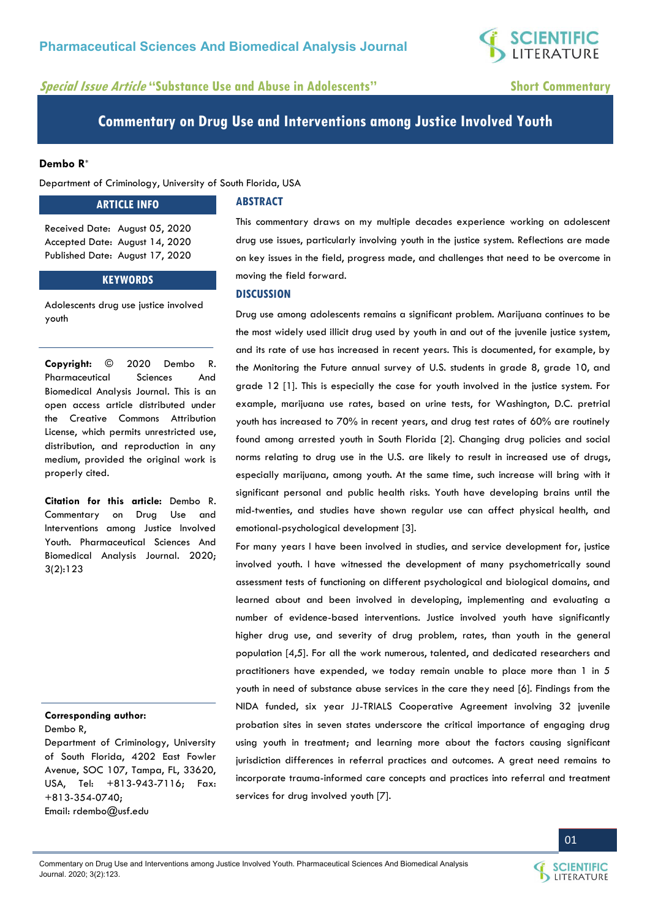Special Issue Article "Substance Use and Abuse in Adolescents"

Short Commentary

# Commentary on Drug Use and Interventions among Justice Involved Youth

**Dembo R***

Department of Criminology, University of South Florida, USA

## ARTICLE INFO

Received Date: August 05, 2020
Accepted Date: August 14, 2020
Published Date: August 17, 2020

## KEYWORDS

Adolescents drug use justice involved youth

**Copyright:** © 2020 Dembo R. Pharmaceutical Sciences And Biomedical Analysis Journal. This is an open access article distributed under the Creative Commons Attribution License, which permits unrestricted use, distribution, and reproduction in any medium, provided the original work is properly cited.

**Citation for this article:** Dembo R. Commentary on Drug Use and Interventions among Justice Involved Youth. Pharmaceutical Sciences And Biomedical Analysis Journal. 2020; 3(2):123

**Corresponding author:**
Dembo R,
Department of Criminology, University of South Florida, 4202 East Fowler Avenue, SOC 107, Tampa, FL, 33620, USA, Tel: +813-943-7116; Fax: +813-354-0740;
Email: rdembo@usf.edu

## ABSTRACT

This commentary draws on my multiple decades experience working on adolescent drug use issues, particularly involving youth in the justice system. Reflections are made on key issues in the field, progress made, and challenges that need to be overcome in moving the field forward.

## DISCUSSION

Drug use among adolescents remains a significant problem. Marijuana continues to be the most widely used illicit drug used by youth in and out of the juvenile justice system, and its rate of use has increased in recent years. This is documented, for example, by the Monitoring the Future annual survey of U.S. students in grade 8, grade 10, and grade 12 [1]. This is especially the case for youth involved in the justice system. For example, marijuana use rates, based on urine tests, for Washington, D.C. pretrial youth has increased to 70% in recent years, and drug test rates of 60% are routinely found among arrested youth in South Florida [2]. Changing drug policies and social norms relating to drug use in the U.S. are likely to result in increased use of drugs, especially marijuana, among youth. At the same time, such increase will bring with it significant personal and public health risks. Youth have developing brains until the mid-twenties, and studies have shown regular use can affect physical health, and emotional-psychological development [3].

For many years I have been involved in studies, and service development for, justice involved youth. I have witnessed the development of many psychometrically sound assessment tests of functioning on different psychological and biological domains, and learned about and been involved in developing, implementing and evaluating a number of evidence-based interventions. Justice involved youth have significantly higher drug use, and severity of drug problem, rates, than youth in the general population [4,5]. For all the work numerous, talented, and dedicated researchers and practitioners have expended, we today remain unable to place more than 1 in 5 youth in need of substance abuse services in the care they need [6]. Findings from the NIDA funded, six year JJ-TRIALS Cooperative Agreement involving 32 juvenile probation sites in seven states underscore the critical importance of engaging drug using youth in treatment; and learning more about the factors causing significant jurisdiction differences in referral practices and outcomes. A great need remains to incorporate trauma-informed care concepts and practices into referral and treatment services for drug involved youth [7].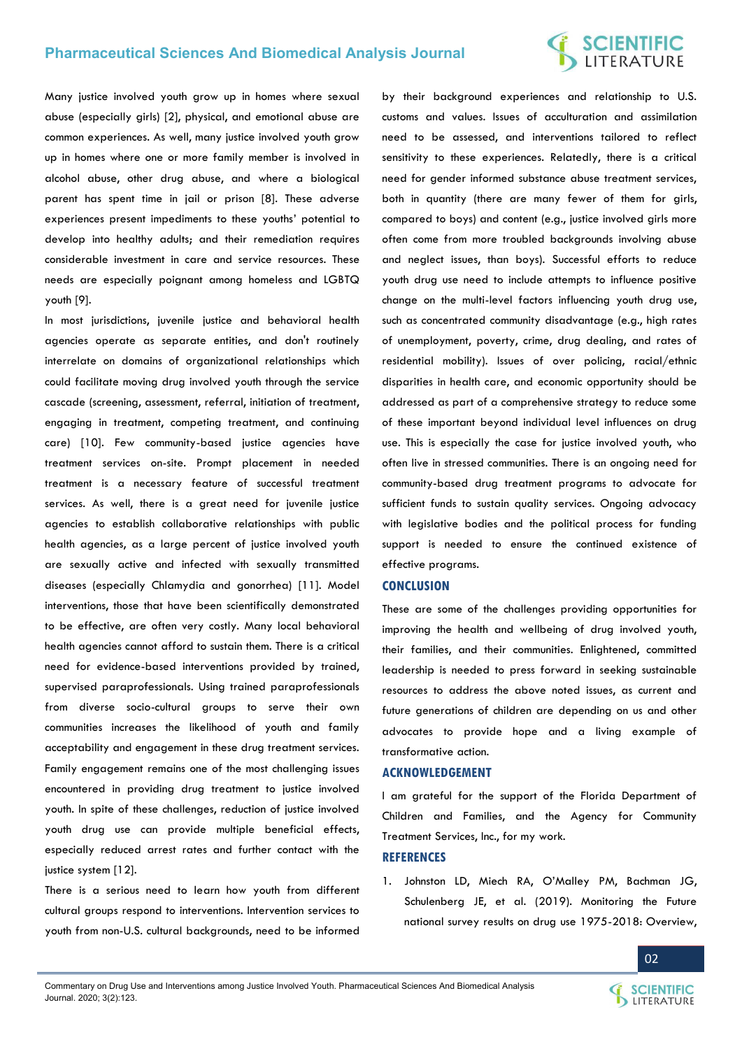Many justice involved youth grow up in homes where sexual abuse (especially girls) [2], physical, and emotional abuse are common experiences. As well, many justice involved youth grow up in homes where one or more family member is involved in alcohol abuse, other drug abuse, and where a biological parent has spent time in jail or prison [8]. These adverse experiences present impediments to these youths' potential to develop into healthy adults; and their remediation requires considerable investment in care and service resources. These needs are especially poignant among homeless and LGBTQ youth [9].

In most jurisdictions, juvenile justice and behavioral health agencies operate as separate entities, and don't routinely interrelate on domains of organizational relationships which could facilitate moving drug involved youth through the service cascade (screening, assessment, referral, initiation of treatment, engaging in treatment, competing treatment, and continuing care) [10]. Few community-based justice agencies have treatment services on-site. Prompt placement in needed treatment is a necessary feature of successful treatment services. As well, there is a great need for juvenile justice agencies to establish collaborative relationships with public health agencies, as a large percent of justice involved youth are sexually active and infected with sexually transmitted diseases (especially Chlamydia and gonorrhea) [11]. Model interventions, those that have been scientifically demonstrated to be effective, are often very costly. Many local behavioral health agencies cannot afford to sustain them. There is a critical need for evidence-based interventions provided by trained, supervised paraprofessionals. Using trained paraprofessionals from diverse socio-cultural groups to serve their own communities increases the likelihood of youth and family acceptability and engagement in these drug treatment services. Family engagement remains one of the most challenging issues encountered in providing drug treatment to justice involved youth. In spite of these challenges, reduction of justice involved youth drug use can provide multiple beneficial effects, especially reduced arrest rates and further contact with the justice system [12].

There is a serious need to learn how youth from different cultural groups respond to interventions. Intervention services to youth from non-U.S. cultural backgrounds, need to be informed by their background experiences and relationship to U.S. customs and values. Issues of acculturation and assimilation need to be assessed, and interventions tailored to reflect sensitivity to these experiences. Relatedly, there is a critical need for gender informed substance abuse treatment services, both in quantity (there are many fewer of them for girls, compared to boys) and content (e.g., justice involved girls more often come from more troubled backgrounds involving abuse and neglect issues, than boys). Successful efforts to reduce youth drug use need to include attempts to influence positive change on the multi-level factors influencing youth drug use, such as concentrated community disadvantage (e.g., high rates of unemployment, poverty, crime, drug dealing, and rates of residential mobility). Issues of over policing, racial/ethnic disparities in health care, and economic opportunity should be addressed as part of a comprehensive strategy to reduce some of these important beyond individual level influences on drug use. This is especially the case for justice involved youth, who often live in stressed communities. There is an ongoing need for community-based drug treatment programs to advocate for sufficient funds to sustain quality services. Ongoing advocacy with legislative bodies and the political process for funding support is needed to ensure the continued existence of effective programs.

## CONCLUSION

These are some of the challenges providing opportunities for improving the health and wellbeing of drug involved youth, their families, and their communities. Enlightened, committed leadership is needed to press forward in seeking sustainable resources to address the above noted issues, as current and future generations of children are depending on us and other advocates to provide hope and a living example of transformative action.

## ACKNOWLEDGEMENT

I am grateful for the support of the Florida Department of Children and Families, and the Agency for Community Treatment Services, Inc., for my work.

## REFERENCES

1. Johnston LD, Miech RA, O'Malley PM, Bachman JG, Schulenberg JE, et al. (2019). Monitoring the Future national survey results on drug use 1975-2018: Overview,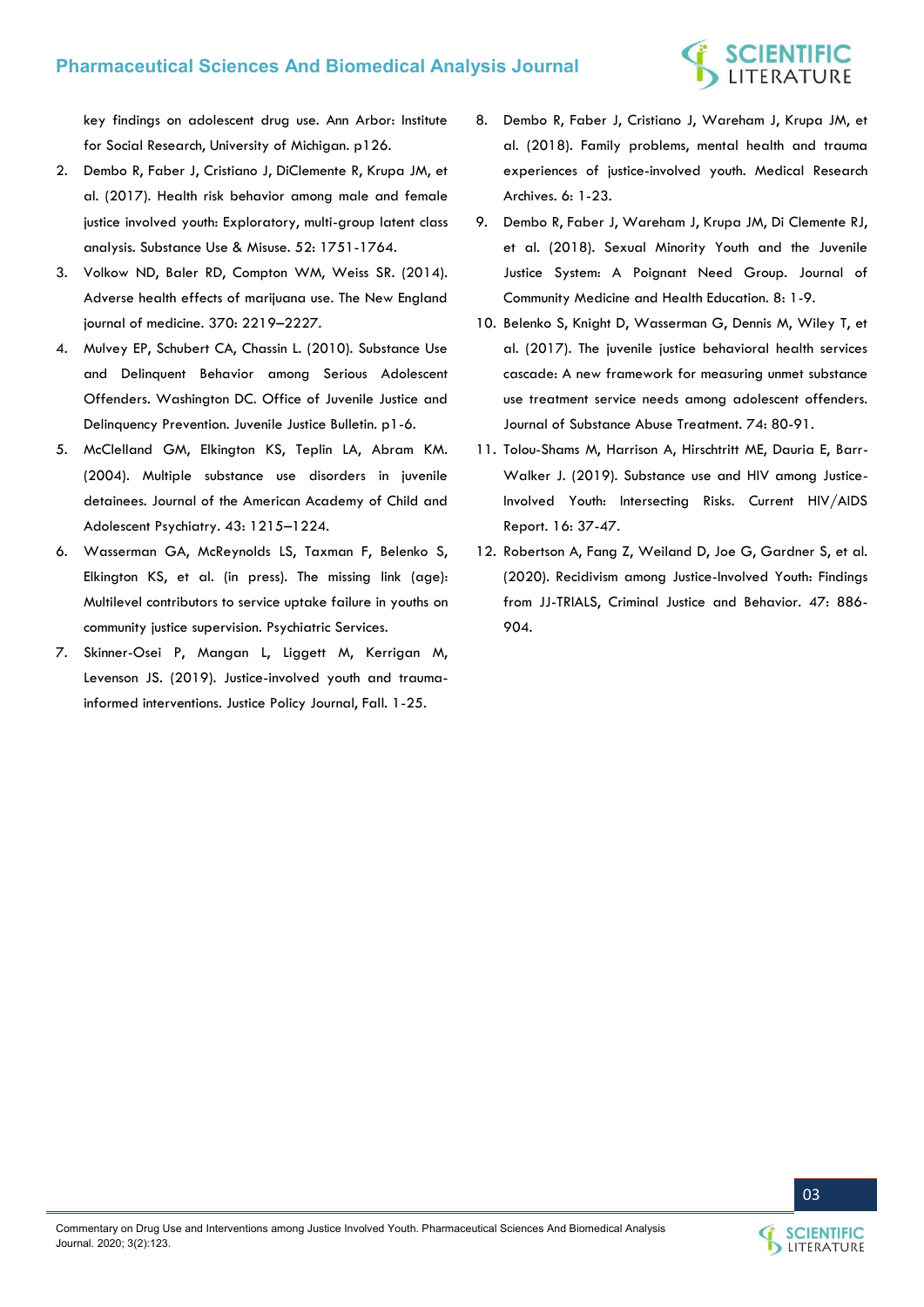key findings on adolescent drug use. Ann Arbor: Institute for Social Research, University of Michigan. p126.

2. Dembo R, Faber J, Cristiano J, DiClemente R, Krupa JM, et al. (2017). Health risk behavior among male and female justice involved youth: Exploratory, multi-group latent class analysis. Substance Use & Misuse. 52: 1751-1764.
3. Volkow ND, Baler RD, Compton WM, Weiss SR. (2014). Adverse health effects of marijuana use. The New England journal of medicine. 370: 2219–2227.
4. Mulvey EP, Schubert CA, Chassin L. (2010). Substance Use and Delinquent Behavior among Serious Adolescent Offenders. Washington DC. Office of Juvenile Justice and Delinquency Prevention. Juvenile Justice Bulletin. p1-6.
5. McClelland GM, Elkington KS, Teplin LA, Abram KM. (2004). Multiple substance use disorders in juvenile detainees. Journal of the American Academy of Child and Adolescent Psychiatry. 43: 1215–1224.
6. Wasserman GA, McReynolds LS, Taxman F, Belenko S, Elkington KS, et al. (in press). The missing link (age): Multilevel contributors to service uptake failure in youths on community justice supervision. Psychiatric Services.
7. Skinner-Osei P, Mangan L, Liggett M, Kerrigan M, Levenson JS. (2019). Justice-involved youth and trauma-informed interventions. Justice Policy Journal, Fall. 1-25.
8. Dembo R, Faber J, Cristiano J, Wareham J, Krupa JM, et al. (2018). Family problems, mental health and trauma experiences of justice-involved youth. Medical Research Archives. 6: 1-23.
9. Dembo R, Faber J, Wareham J, Krupa JM, Di Clemente RJ, et al. (2018). Sexual Minority Youth and the Juvenile Justice System: A Poignant Need Group. Journal of Community Medicine and Health Education. 8: 1-9.
10. Belenko S, Knight D, Wasserman G, Dennis M, Wiley T, et al. (2017). The juvenile justice behavioral health services cascade: A new framework for measuring unmet substance use treatment service needs among adolescent offenders. Journal of Substance Abuse Treatment. 74: 80-91.
11. Tolou-Shams M, Harrison A, Hirschtritt ME, Dauria E, Barr-Walker J. (2019). Substance use and HIV among Justice-Involved Youth: Intersecting Risks. Current HIV/AIDS Report. 16: 37-47.
12. Robertson A, Fang Z, Weiland D, Joe G, Gardner S, et al. (2020). Recidivism among Justice-Involved Youth: Findings from JJ-TRIALS, Criminal Justice and Behavior. 47: 886-904.